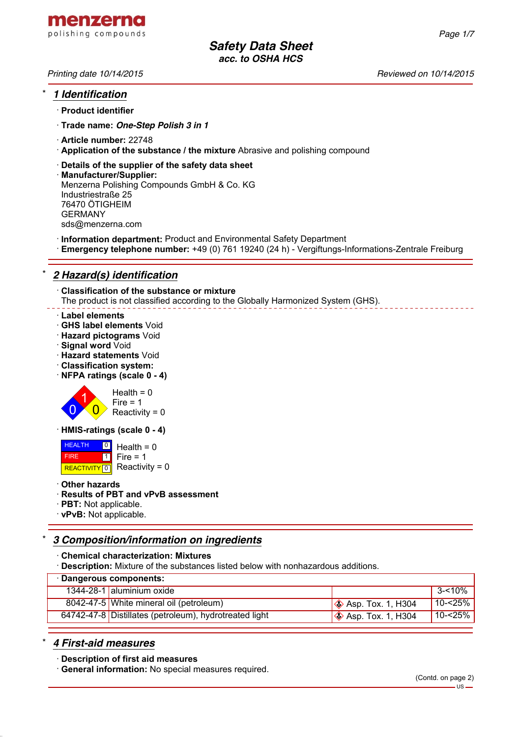# Safety Data Sheet

acc. to OSHA HCS

Printing date 10/14/2015 Reviewed on 10/14/2015

## * 1 Identification

· **Product identifier**

· **Trade name:** ***One-Step Polish 3 in 1***

· **Article number:** 22748

· **Application of the substance / the mixture** Abrasive and polishing compound

· **Details of the supplier of the safety data sheet**

· **Manufacturer/Supplier:**
Menzerna Polishing Compounds GmbH & Co. KG
Industriestraße 25
76470 ÖTIGHEIM
GERMANY
sds@menzerna.com

· **Information department:** Product and Environmental Safety Department

· **Emergency telephone number:** +49 (0) 761 19240 (24 h) - Vergiftungs-Informations-Zentrale Freiburg

## * 2 Hazard(s) identification

· **Classification of the substance or mixture**
The product is not classified according to the Globally Harmonized System (GHS).

· **Label elements**

· **GHS label elements** Void

· **Hazard pictograms** Void

· **Signal word** Void

· **Hazard statements** Void

· **Classification system:**

· **NFPA ratings (scale 0 - 4)**

Health = 0
Fire = 1
Reactivity = 0

· **HMIS-ratings (scale 0 - 4)**

| HEALTH | 0 | Health = 0 |
|---|---|---|
| FIRE | 1 | Fire = 1 |
| REACTIVITY | 0 | Reactivity = 0 |

· **Other hazards**

· **Results of PBT and vPvB assessment**

· **PBT:** Not applicable.

· **vPvB:** Not applicable.

## * 3 Composition/information on ingredients

· **Chemical characterization: Mixtures**

· **Description:** Mixture of the substances listed below with nonhazardous additions.

| · Dangerous components: | | | |
|---|---|---|---|
| 1344-28-1 | aluminium oxide | | 3-<10% |
| 8042-47-5 | White mineral oil (petroleum) | Asp. Tox. 1, H304 | 10-<25% |
| 64742-47-8 | Distillates (petroleum), hydrotreated light | Asp. Tox. 1, H304 | 10-<25% |

## * 4 First-aid measures

· **Description of first aid measures**

· **General information:** No special measures required.

(Contd. on page 2)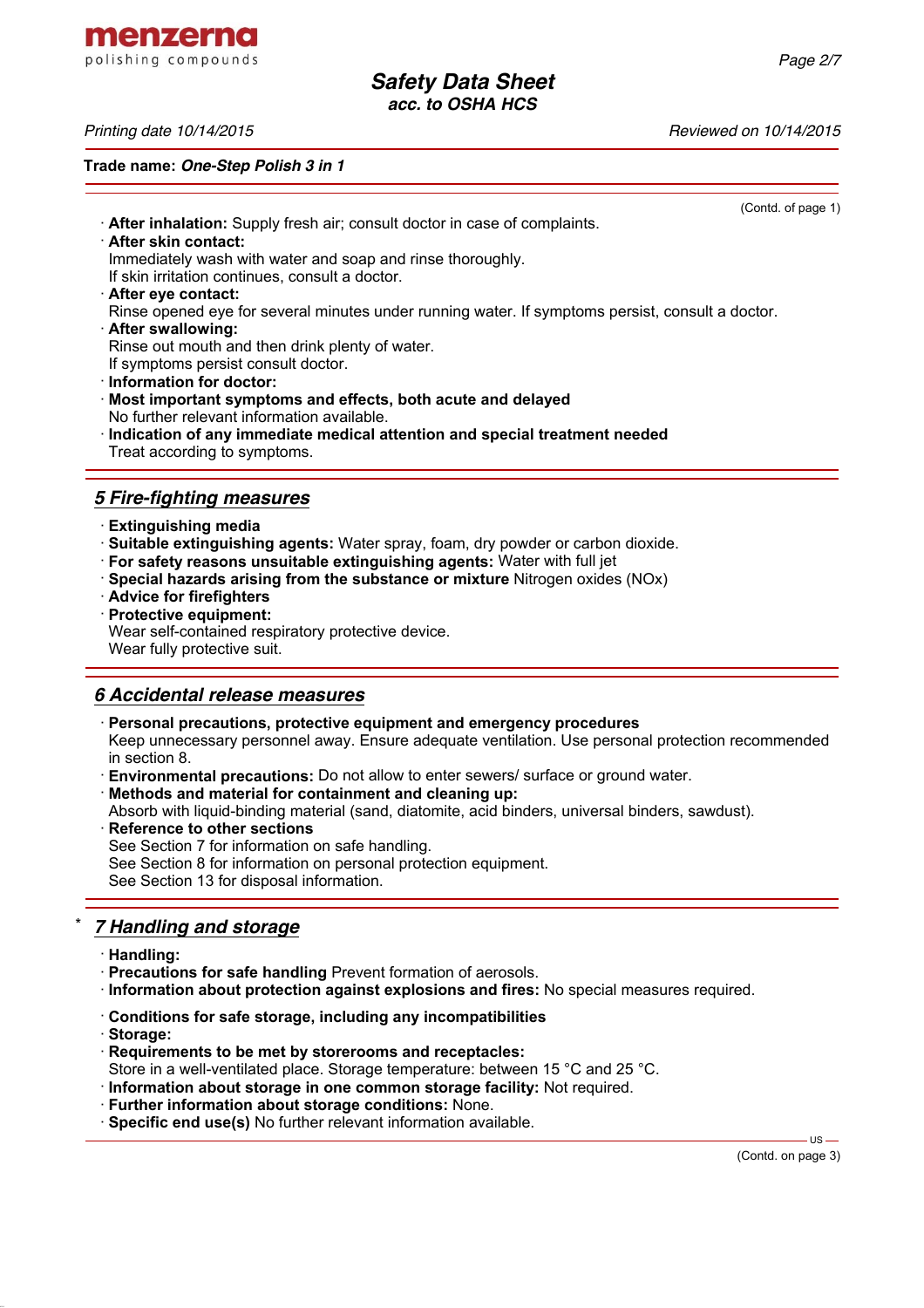(Contd. of page 1)

· **After inhalation:** Supply fresh air; consult doctor in case of complaints.
· **After skin contact:**
Immediately wash with water and soap and rinse thoroughly.
If skin irritation continues, consult a doctor.
· **After eye contact:**
Rinse opened eye for several minutes under running water. If symptoms persist, consult a doctor.
· **After swallowing:**
Rinse out mouth and then drink plenty of water.
If symptoms persist consult doctor.
· **Information for doctor:**
· **Most important symptoms and effects, both acute and delayed**
No further relevant information available.
· **Indication of any immediate medical attention and special treatment needed**
Treat according to symptoms.

## *5 Fire-fighting measures*

· **Extinguishing media**
· **Suitable extinguishing agents:** Water spray, foam, dry powder or carbon dioxide.
· **For safety reasons unsuitable extinguishing agents:** Water with full jet
· **Special hazards arising from the substance or mixture** Nitrogen oxides (NOx)
· **Advice for firefighters**
· **Protective equipment:**
Wear self-contained respiratory protective device.
Wear fully protective suit.

## *6 Accidental release measures*

· **Personal precautions, protective equipment and emergency procedures**
Keep unnecessary personnel away. Ensure adequate ventilation. Use personal protection recommended in section 8.
· **Environmental precautions:** Do not allow to enter sewers/ surface or ground water.
· **Methods and material for containment and cleaning up:**
Absorb with liquid-binding material (sand, diatomite, acid binders, universal binders, sawdust).
· **Reference to other sections**
See Section 7 for information on safe handling.
See Section 8 for information on personal protection equipment.
See Section 13 for disposal information.

## * *7 Handling and storage*

· **Handling:**
· **Precautions for safe handling** Prevent formation of aerosols.
· **Information about protection against explosions and fires:** No special measures required.

· **Conditions for safe storage, including any incompatibilities**
· **Storage:**
· **Requirements to be met by storerooms and receptacles:**
Store in a well-ventilated place. Storage temperature: between 15 °C and 25 °C.
· **Information about storage in one common storage facility:** Not required.
· **Further information about storage conditions:** None.
· **Specific end use(s)** No further relevant information available.

(Contd. on page 3)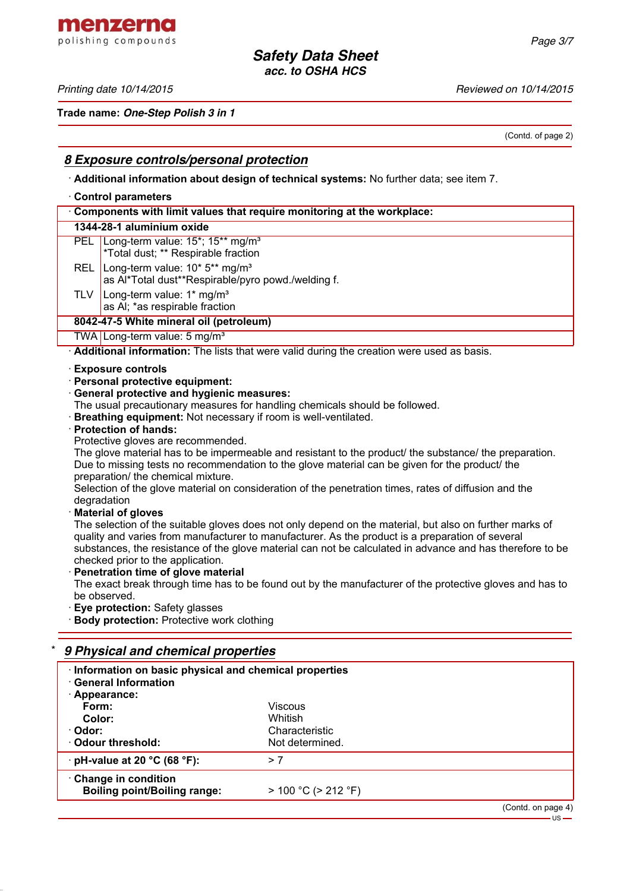**Trade name: *One-Step Polish 3 in 1***

(Contd. of page 2)

## 8 Exposure controls/personal protection

· **Additional information about design of technical systems:** No further data; see item 7.

· **Control parameters**

| · **Components with limit values that require monitoring at the workplace:** | |
|---|---|
| **1344-28-1 aluminium oxide** | |
| PEL | Long-term value: 15*; 15** mg/m³<br>*Total dust; ** Respirable fraction |
| REL | Long-term value: 10* 5** mg/m³<br>as Al*Total dust**Respirable/pyro powd./welding f. |
| TLV | Long-term value: 1* mg/m³<br>as Al; *as respirable fraction |
| **8042-47-5 White mineral oil (petroleum)** | |
| TWA | Long-term value: 5 mg/m³ |

· **Additional information:** The lists that were valid during the creation were used as basis.

· **Exposure controls**
· **Personal protective equipment:**
· **General protective and hygienic measures:**
The usual precautionary measures for handling chemicals should be followed.
· **Breathing equipment:** Not necessary if room is well-ventilated.
· **Protection of hands:**
Protective gloves are recommended.
The glove material has to be impermeable and resistant to the product/ the substance/ the preparation.
Due to missing tests no recommendation to the glove material can be given for the product/ the preparation/ the chemical mixture.
Selection of the glove material on consideration of the penetration times, rates of diffusion and the degradation
· **Material of gloves**
The selection of the suitable gloves does not only depend on the material, but also on further marks of quality and varies from manufacturer to manufacturer. As the product is a preparation of several substances, the resistance of the glove material can not be calculated in advance and has therefore to be checked prior to the application.
· **Penetration time of glove material**
The exact break through time has to be found out by the manufacturer of the protective gloves and has to be observed.
· **Eye protection:** Safety glasses
· **Body protection:** Protective work clothing

## * 9 Physical and chemical properties

| · **Information on basic physical and chemical properties** | |
|---|---|
| · **General Information** | |
| · **Appearance:** | |
| **Form:** | Viscous |
| **Color:** | Whitish |
| · **Odor:** | Characteristic |
| · **Odour threshold:** | Not determined. |
| · **pH-value at 20 °C (68 °F):** | > 7 |
| · **Change in condition** | |
| **Boiling point/Boiling range:** | > 100 °C (> 212 °F) |

(Contd. on page 4)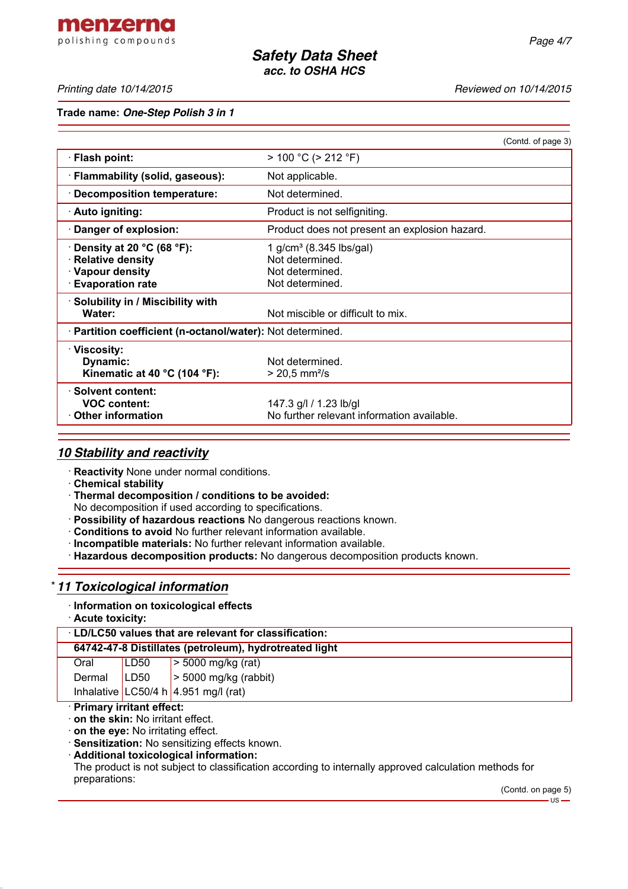(Contd. of page 3)

| | |
|---|---|
| · **Flash point:** | > 100 °C (> 212 °F) |
| · **Flammability (solid, gaseous):** | Not applicable. |
| · **Decomposition temperature:** | Not determined. |
| · **Auto igniting:** | Product is not selfigniting. |
| · **Danger of explosion:** | Product does not present an explosion hazard. |
| · **Density at 20 °C (68 °F):**<br>· **Relative density**<br>· **Vapour density**<br>· **Evaporation rate** | 1 g/cm³ (8.345 lbs/gal)<br>Not determined.<br>Not determined.<br>Not determined. |
| · **Solubility in / Miscibility with Water:** | Not miscible or difficult to mix. |
| · **Partition coefficient (n-octanol/water):** | Not determined. |
| · **Viscosity:**<br>**Dynamic:**<br>**Kinematic at 40 °C (104 °F):** | <br>Not determined.<br>> 20,5 mm²/s |
| · **Solvent content:**<br>**VOC content:**<br>· **Other information** | <br>147.3 g/l / 1.23 lb/gl<br>No further relevant information available. |

## *10 Stability and reactivity*

· **Reactivity** None under normal conditions.
· **Chemical stability**
· **Thermal decomposition / conditions to be avoided:**
No decomposition if used according to specifications.
· **Possibility of hazardous reactions** No dangerous reactions known.
· **Conditions to avoid** No further relevant information available.
· **Incompatible materials:** No further relevant information available.
· **Hazardous decomposition products:** No dangerous decomposition products known.

## * *11 Toxicological information*

· **Information on toxicological effects**
· **Acute toxicity:**

| · **LD/LC50 values that are relevant for classification:** | | |
|---|---|---|
| **64742-47-8 Distillates (petroleum), hydrotreated light** | | |
| Oral | LD50 | > 5000 mg/kg (rat) |
| Dermal | LD50 | > 5000 mg/kg (rabbit) |
| Inhalative | LC50/4 h | 4.951 mg/l (rat) |

· **Primary irritant effect:**
· **on the skin:** No irritant effect.
· **on the eye:** No irritating effect.
· **Sensitization:** No sensitizing effects known.
· **Additional toxicological information:**
The product is not subject to classification according to internally approved calculation methods for preparations:

(Contd. on page 5)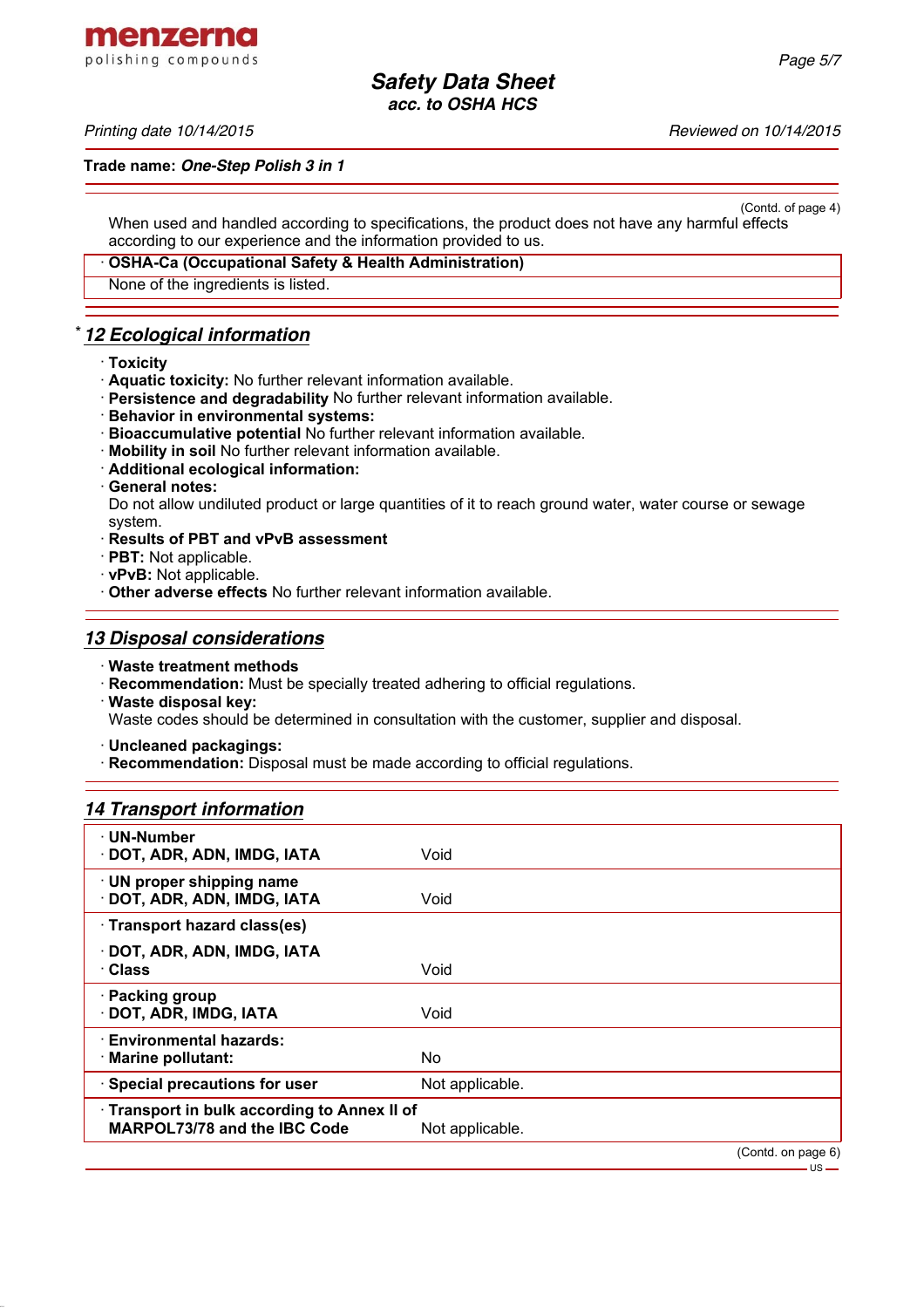Trade name: *One-Step Polish 3 in 1*

(Contd. of page 4)

When used and handled according to specifications, the product does not have any harmful effects according to our experience and the information provided to us.

· **OSHA-Ca (Occupational Safety & Health Administration)**

None of the ingredients is listed.

## * 12 Ecological information

· **Toxicity**
· **Aquatic toxicity:** No further relevant information available.
· **Persistence and degradability** No further relevant information available.
· **Behavior in environmental systems:**
· **Bioaccumulative potential** No further relevant information available.
· **Mobility in soil** No further relevant information available.
· **Additional ecological information:**
· **General notes:**
Do not allow undiluted product or large quantities of it to reach ground water, water course or sewage system.
· **Results of PBT and vPvB assessment**
· **PBT:** Not applicable.
· **vPvB:** Not applicable.
· **Other adverse effects** No further relevant information available.

## 13 Disposal considerations

· **Waste treatment methods**
· **Recommendation:** Must be specially treated adhering to official regulations.
· **Waste disposal key:**
Waste codes should be determined in consultation with the customer, supplier and disposal.

· **Uncleaned packagings:**
· **Recommendation:** Disposal must be made according to official regulations.

## 14 Transport information

| | |
|---|---|
| · **UN-Number**<br>· **DOT, ADR, ADN, IMDG, IATA** | Void |
| · **UN proper shipping name**<br>· **DOT, ADR, ADN, IMDG, IATA** | Void |
| · **Transport hazard class(es)**<br>· **DOT, ADR, ADN, IMDG, IATA**<br>· **Class** | Void |
| · **Packing group**<br>· **DOT, ADR, IMDG, IATA** | Void |
| · **Environmental hazards:**<br>· **Marine pollutant:** | No |
| · **Special precautions for user** | Not applicable. |
| · **Transport in bulk according to Annex II of MARPOL73/78 and the IBC Code** | Not applicable. |

(Contd. on page 6)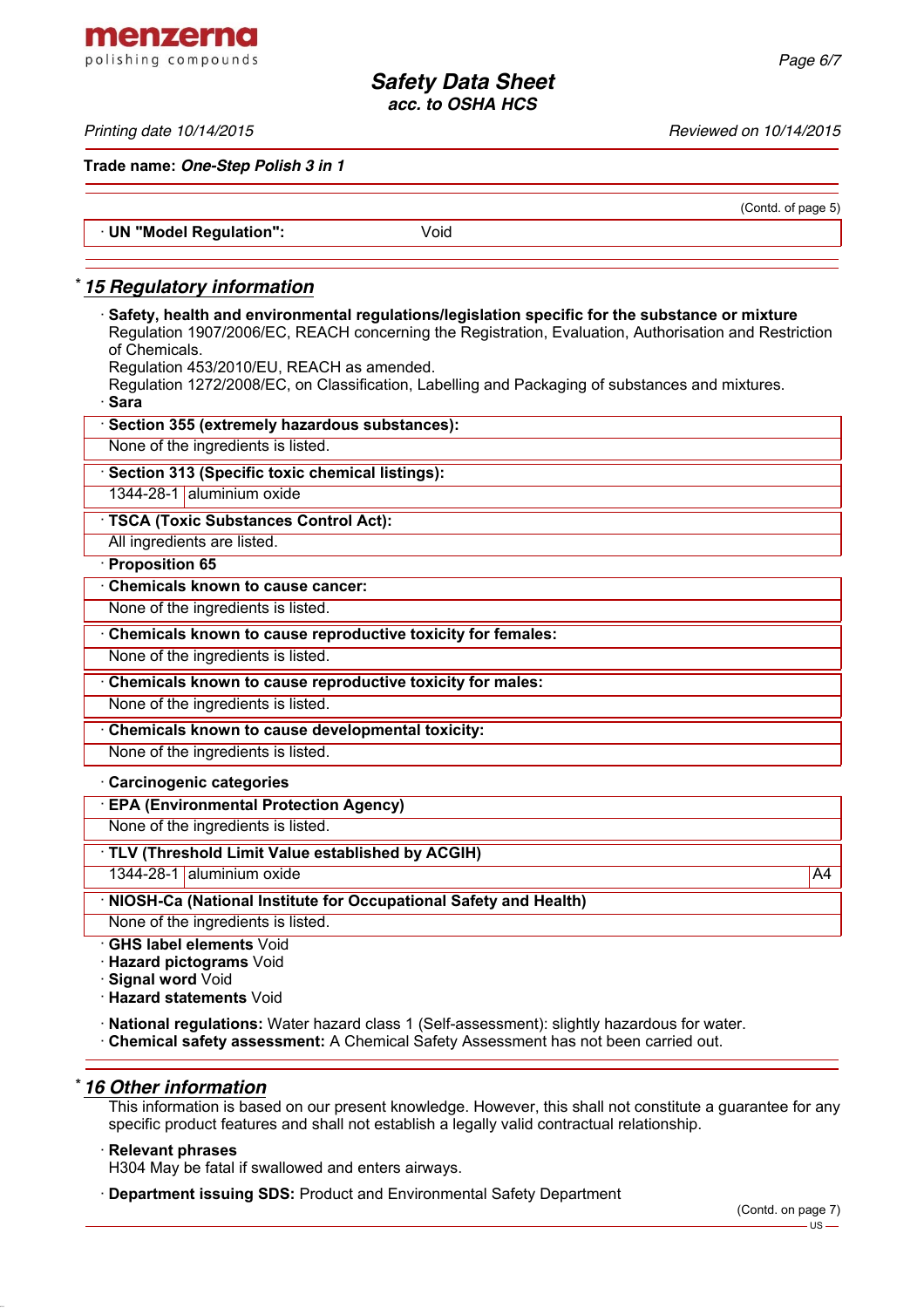(Contd. of page 5)

· **UN "Model Regulation":** Void

## * 15 Regulatory information

· **Safety, health and environmental regulations/legislation specific for the substance or mixture**
Regulation 1907/2006/EC, REACH concerning the Registration, Evaluation, Authorisation and Restriction of Chemicals.
Regulation 453/2010/EU, REACH as amended.
Regulation 1272/2008/EC, on Classification, Labelling and Packaging of substances and mixtures.

· **Sara**

· **Section 355 (extremely hazardous substances):**
None of the ingredients is listed.

· **Section 313 (Specific toxic chemical listings):**

| | |
|---|---|
| 1344-28-1 | aluminium oxide |

· **TSCA (Toxic Substances Control Act):**
All ingredients are listed.

· **Proposition 65**

· **Chemicals known to cause cancer:**
None of the ingredients is listed.

· **Chemicals known to cause reproductive toxicity for females:**
None of the ingredients is listed.

· **Chemicals known to cause reproductive toxicity for males:**
None of the ingredients is listed.

· **Chemicals known to cause developmental toxicity:**
None of the ingredients is listed.

· **Carcinogenic categories**

· **EPA (Environmental Protection Agency)**
None of the ingredients is listed.

· **TLV (Threshold Limit Value established by ACGIH)**

| | | |
|---|---|---|
| 1344-28-1 | aluminium oxide | A4 |

· **NIOSH-Ca (National Institute for Occupational Safety and Health)**
None of the ingredients is listed.

· **GHS label elements** Void
· **Hazard pictograms** Void
· **Signal word** Void
· **Hazard statements** Void

· **National regulations:** Water hazard class 1 (Self-assessment): slightly hazardous for water.
· **Chemical safety assessment:** A Chemical Safety Assessment has not been carried out.

## * 16 Other information

This information is based on our present knowledge. However, this shall not constitute a guarantee for any specific product features and shall not establish a legally valid contractual relationship.

· **Relevant phrases**
H304 May be fatal if swallowed and enters airways.

· **Department issuing SDS:** Product and Environmental Safety Department

(Contd. on page 7)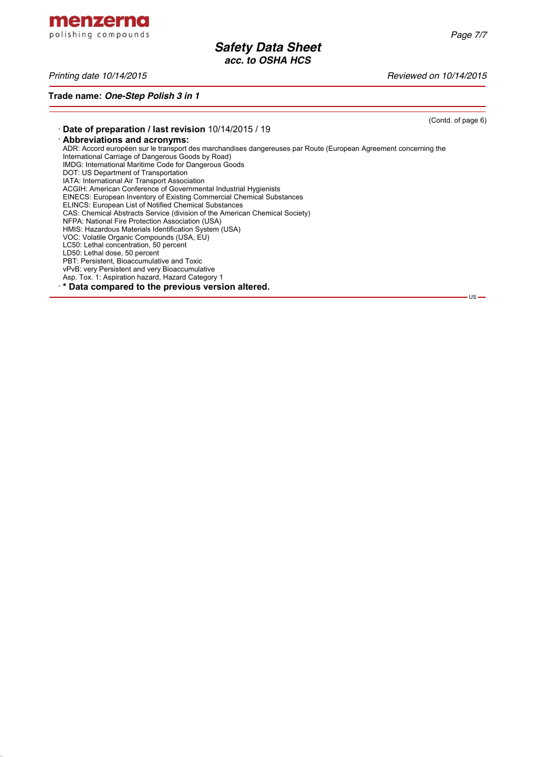(Contd. of page 6)

· **Date of preparation / last revision** 10/14/2015 / 19

· **Abbreviations and acronyms:**

ADR: Accord européen sur le transport des marchandises dangereuses par Route (European Agreement concerning the International Carriage of Dangerous Goods by Road)
IMDG: International Maritime Code for Dangerous Goods
DOT: US Department of Transportation
IATA: International Air Transport Association
ACGIH: American Conference of Governmental Industrial Hygienists
EINECS: European Inventory of Existing Commercial Chemical Substances
ELINCS: European List of Notified Chemical Substances
CAS: Chemical Abstracts Service (division of the American Chemical Society)
NFPA: National Fire Protection Association (USA)
HMIS: Hazardous Materials Identification System (USA)
VOC: Volatile Organic Compounds (USA, EU)
LC50: Lethal concentration, 50 percent
LD50: Lethal dose, 50 percent
PBT: Persistent, Bioaccumulative and Toxic
vPvB: very Persistent and very Bioaccumulative
Asp. Tox. 1: Aspiration hazard, Hazard Category 1

· **\* Data compared to the previous version altered.**

US